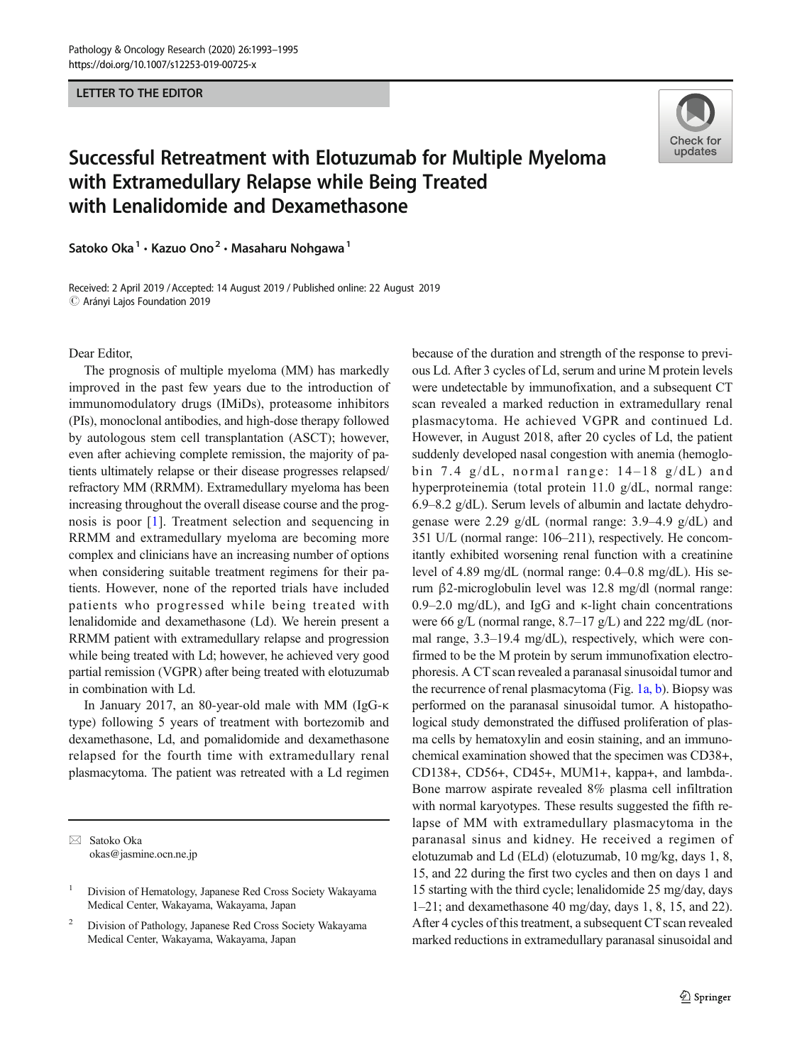LETTER TO THE EDITOR

# Successful Retreatment with Elotuzumab for Multiple Myeloma with Extramedullary Relapse while Being Treated with Lenalidomide and Dexamethasone

**Satoko Oka**[1] **· Kazuo Ono**[2] **· Masaharu Nohgawa**[1]

Received: 2 April 2019 / Accepted: 14 August 2019 / Published online: 22 August 2019
© Arányi Lajos Foundation 2019

Dear Editor,

The prognosis of multiple myeloma (MM) has markedly improved in the past few years due to the introduction of immunomodulatory drugs (IMiDs), proteasome inhibitors (PIs), monoclonal antibodies, and high-dose therapy followed by autologous stem cell transplantation (ASCT); however, even after achieving complete remission, the majority of patients ultimately relapse or their disease progresses relapsed/refractory MM (RRMM). Extramedullary myeloma has been increasing throughout the overall disease course and the prognosis is poor [1]. Treatment selection and sequencing in RRMM and extramedullary myeloma are becoming more complex and clinicians have an increasing number of options when considering suitable treatment regimens for their patients. However, none of the reported trials have included patients who progressed while being treated with lenalidomide and dexamethasone (Ld). We herein present a RRMM patient with extramedullary relapse and progression while being treated with Ld; however, he achieved very good partial remission (VGPR) after being treated with elotuzumab in combination with Ld.

In January 2017, an 80-year-old male with MM (IgG-κ type) following 5 years of treatment with bortezomib and dexamethasone, Ld, and pomalidomide and dexamethasone relapsed for the fourth time with extramedullary renal plasmacytoma. The patient was retreated with a Ld regimen because of the duration and strength of the response to previous Ld. After 3 cycles of Ld, serum and urine M protein levels were undetectable by immunofixation, and a subsequent CT scan revealed a marked reduction in extramedullary renal plasmacytoma. He achieved VGPR and continued Ld. However, in August 2018, after 20 cycles of Ld, the patient suddenly developed nasal congestion with anemia (hemoglobin 7.4 g/dL, normal range: 14–18 g/dL) and hyperproteinemia (total protein 11.0 g/dL, normal range: 6.9–8.2 g/dL). Serum levels of albumin and lactate dehydrogenase were 2.29 g/dL (normal range: 3.9–4.9 g/dL) and 351 U/L (normal range: 106–211), respectively. He concomitantly exhibited worsening renal function with a creatinine level of 4.89 mg/dL (normal range: 0.4–0.8 mg/dL). His serum β2-microglobulin level was 12.8 mg/dl (normal range: 0.9–2.0 mg/dL), and IgG and κ-light chain concentrations were 66 g/L (normal range, 8.7–17 g/L) and 222 mg/dL (normal range, 3.3–19.4 mg/dL), respectively, which were confirmed to be the M protein by serum immunofixation electrophoresis. A CT scan revealed a paranasal sinusoidal tumor and the recurrence of renal plasmacytoma (Fig. 1a, b). Biopsy was performed on the paranasal sinusoidal tumor. A histopathological study demonstrated the diffused proliferation of plasma cells by hematoxylin and eosin staining, and an immunochemical examination showed that the specimen was CD38+, CD138+, CD56+, CD45+, MUM1+, kappa+, and lambda-. Bone marrow aspirate revealed 8% plasma cell infiltration with normal karyotypes. These results suggested the fifth relapse of MM with extramedullary plasmacytoma in the paranasal sinus and kidney. He received a regimen of elotuzumab and Ld (ELd) (elotuzumab, 10 mg/kg, days 1, 8, 15, and 22 during the first two cycles and then on days 1 and 15 starting with the third cycle; lenalidomide 25 mg/day, days 1–21; and dexamethasone 40 mg/day, days 1, 8, 15, and 22). After 4 cycles of this treatment, a subsequent CT scan revealed marked reductions in extramedullary paranasal sinusoidal and

---

✉ Satoko Oka
okas@jasmine.ocn.ne.jp

[1] Division of Hematology, Japanese Red Cross Society Wakayama Medical Center, Wakayama, Wakayama, Japan

[2] Division of Pathology, Japanese Red Cross Society Wakayama Medical Center, Wakayama, Wakayama, Japan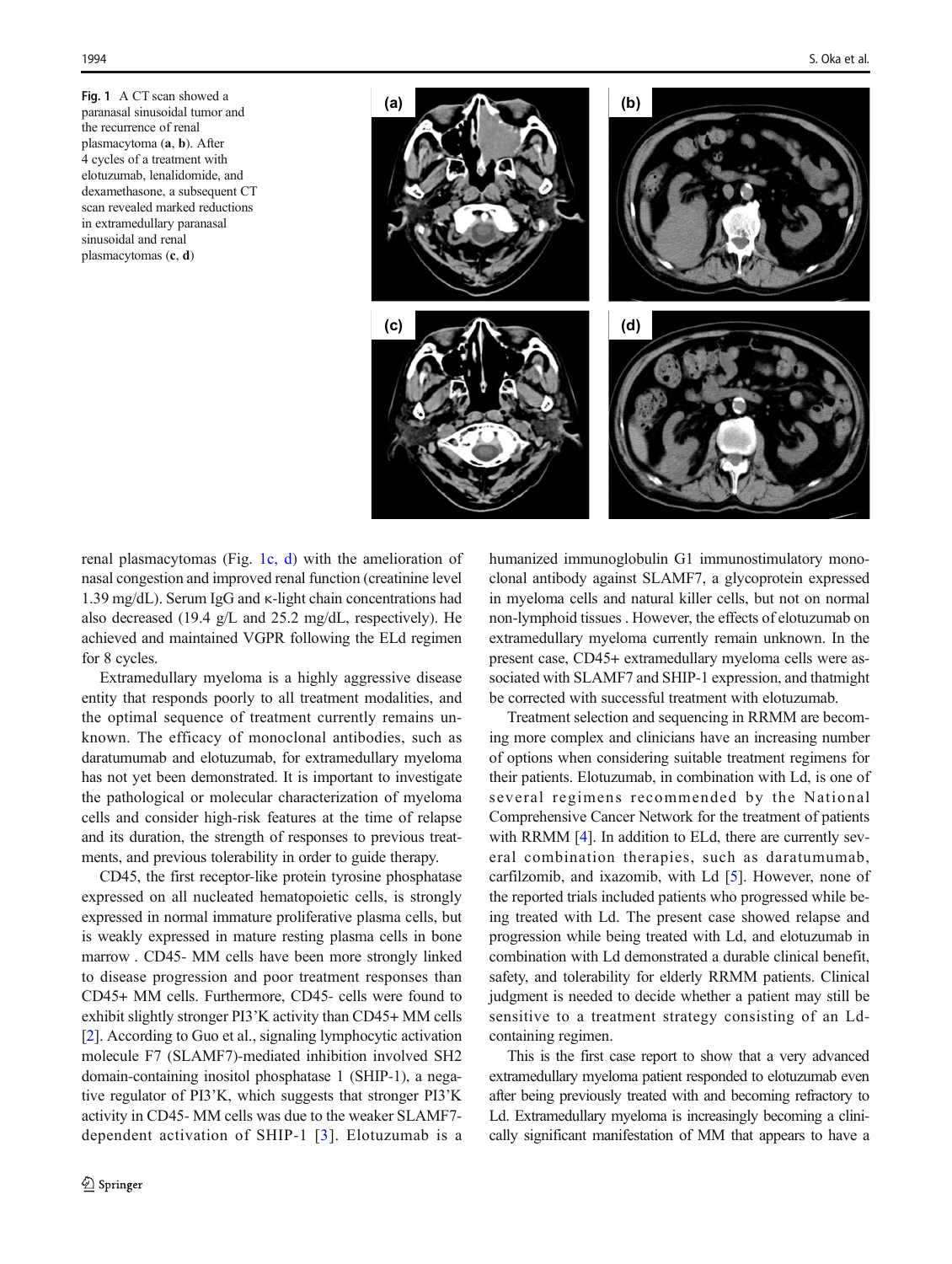Fig. 1 A CT scan showed a paranasal sinusoidal tumor and the recurrence of renal plasmacytoma (**a**, **b**). After 4 cycles of a treatment with elotuzumab, lenalidomide, and dexamethasone, a subsequent CT scan revealed marked reductions in extramedullary paranasal sinusoidal and renal plasmacytomas (**c**, **d**)

renal plasmacytomas (Fig. 1c, d) with the amelioration of nasal congestion and improved renal function (creatinine level 1.39 mg/dL). Serum IgG and κ-light chain concentrations had also decreased (19.4 g/L and 25.2 mg/dL, respectively). He achieved and maintained VGPR following the ELd regimen for 8 cycles.

Extramedullary myeloma is a highly aggressive disease entity that responds poorly to all treatment modalities, and the optimal sequence of treatment currently remains unknown. The efficacy of monoclonal antibodies, such as daratumumab and elotuzumab, for extramedullary myeloma has not yet been demonstrated. It is important to investigate the pathological or molecular characterization of myeloma cells and consider high-risk features at the time of relapse and its duration, the strength of responses to previous treatments, and previous tolerability in order to guide therapy.

CD45, the first receptor-like protein tyrosine phosphatase expressed on all nucleated hematopoietic cells, is strongly expressed in normal immature proliferative plasma cells, but is weakly expressed in mature resting plasma cells in bone marrow . CD45- MM cells have been more strongly linked to disease progression and poor treatment responses than CD45+ MM cells. Furthermore, CD45- cells were found to exhibit slightly stronger PI3'K activity than CD45+ MM cells [2]. According to Guo et al., signaling lymphocytic activation molecule F7 (SLAMF7)-mediated inhibition involved SH2 domain-containing inositol phosphatase 1 (SHIP-1), a negative regulator of PI3'K, which suggests that stronger PI3'K activity in CD45- MM cells was due to the weaker SLAMF7-dependent activation of SHIP-1 [3]. Elotuzumab is a humanized immunoglobulin G1 immunostimulatory monoclonal antibody against SLAMF7, a glycoprotein expressed in myeloma cells and natural killer cells, but not on normal non-lymphoid tissues . However, the effects of elotuzumab on extramedullary myeloma currently remain unknown. In the present case, CD45+ extramedullary myeloma cells were associated with SLAMF7 and SHIP-1 expression, and thatmight be corrected with successful treatment with elotuzumab.

Treatment selection and sequencing in RRMM are becoming more complex and clinicians have an increasing number of options when considering suitable treatment regimens for their patients. Elotuzumab, in combination with Ld, is one of several regimens recommended by the National Comprehensive Cancer Network for the treatment of patients with RRMM [4]. In addition to ELd, there are currently several combination therapies, such as daratumumab, carfilzomib, and ixazomib, with Ld [5]. However, none of the reported trials included patients who progressed while being treated with Ld. The present case showed relapse and progression while being treated with Ld, and elotuzumab in combination with Ld demonstrated a durable clinical benefit, safety, and tolerability for elderly RRMM patients. Clinical judgment is needed to decide whether a patient may still be sensitive to a treatment strategy consisting of an Ld-containing regimen.

This is the first case report to show that a very advanced extramedullary myeloma patient responded to elotuzumab even after being previously treated with and becoming refractory to Ld. Extramedullary myeloma is increasingly becoming a clinically significant manifestation of MM that appears to have a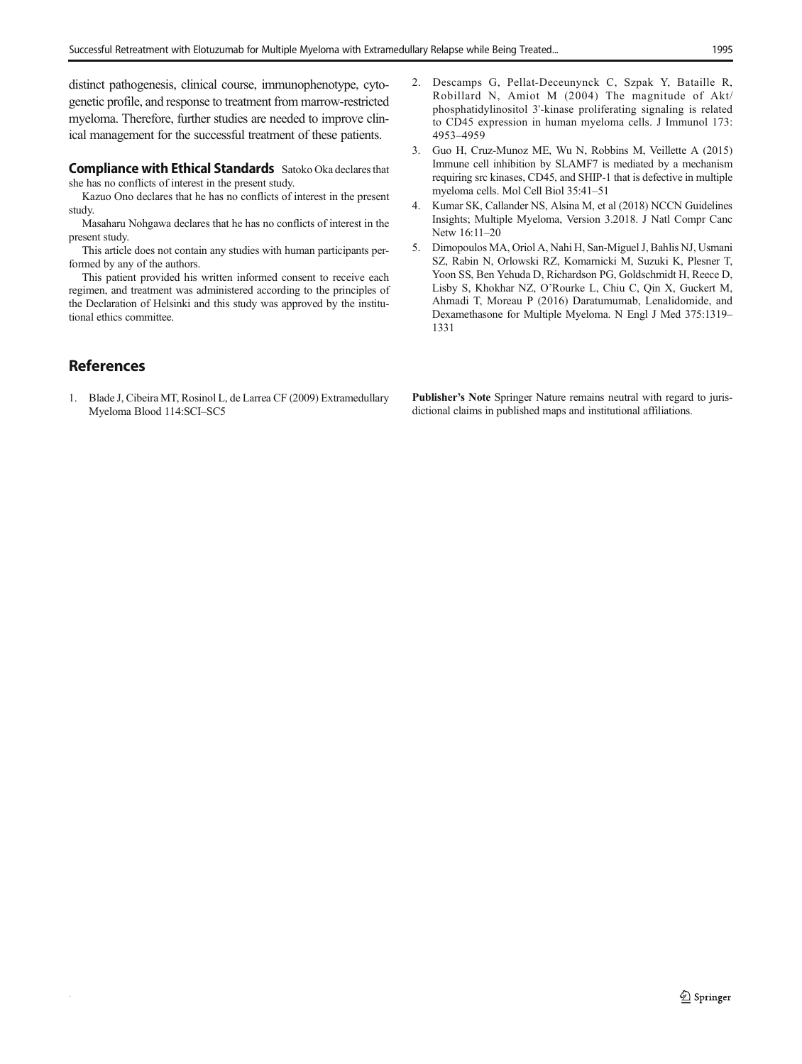distinct pathogenesis, clinical course, immunophenotype, cytogenetic profile, and response to treatment from marrow-restricted myeloma. Therefore, further studies are needed to improve clinical management for the successful treatment of these patients.

**Compliance with Ethical Standards** Satoko Oka declares that she has no conflicts of interest in the present study.

Kazuo Ono declares that he has no conflicts of interest in the present study.

Masaharu Nohgawa declares that he has no conflicts of interest in the present study.

This article does not contain any studies with human participants performed by any of the authors.

This patient provided his written informed consent to receive each regimen, and treatment was administered according to the principles of the Declaration of Helsinki and this study was approved by the institutional ethics committee.

## References

1. Blade J, Cibeira MT, Rosinol L, de Larrea CF (2009) Extramedullary Myeloma Blood 114:SCI–SC5
2. Descamps G, Pellat-Deceunynck C, Szpak Y, Bataille R, Robillard N, Amiot M (2004) The magnitude of Akt/phosphatidylinositol 3'-kinase proliferating signaling is related to CD45 expression in human myeloma cells. J Immunol 173: 4953–4959
3. Guo H, Cruz-Munoz ME, Wu N, Robbins M, Veillette A (2015) Immune cell inhibition by SLAMF7 is mediated by a mechanism requiring src kinases, CD45, and SHIP-1 that is defective in multiple myeloma cells. Mol Cell Biol 35:41–51
4. Kumar SK, Callander NS, Alsina M, et al (2018) NCCN Guidelines Insights; Multiple Myeloma, Version 3.2018. J Natl Compr Canc Netw 16:11–20
5. Dimopoulos MA, Oriol A, Nahi H, San-Miguel J, Bahlis NJ, Usmani SZ, Rabin N, Orlowski RZ, Komarnicki M, Suzuki K, Plesner T, Yoon SS, Ben Yehuda D, Richardson PG, Goldschmidt H, Reece D, Lisby S, Khokhar NZ, O'Rourke L, Chiu C, Qin X, Guckert M, Ahmadi T, Moreau P (2016) Daratumumab, Lenalidomide, and Dexamethasone for Multiple Myeloma. N Engl J Med 375:1319–1331

**Publisher's Note** Springer Nature remains neutral with regard to jurisdictional claims in published maps and institutional affiliations.